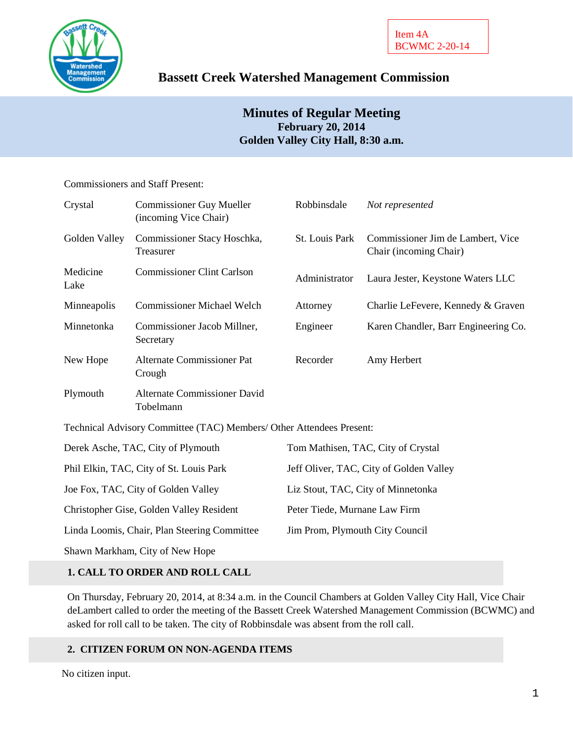Item 4A
BCWMC 2-20-14

# Bassett Creek Watershed Management Commission

## Minutes of Regular Meeting
**February 20, 2014**
**Golden Valley City Hall, 8:30 a.m.**

Commissioners and Staff Present:

| | | | |
|---|---|---|---|
| Crystal | Commissioner Guy Mueller (incoming Vice Chair) | Robbinsdale | *Not represented* |
| Golden Valley | Commissioner Stacy Hoschka, Treasurer | St. Louis Park | Commissioner Jim de Lambert, Vice Chair (incoming Chair) |
| Medicine Lake | Commissioner Clint Carlson | Administrator | Laura Jester, Keystone Waters LLC |
| Minneapolis | Commissioner Michael Welch | Attorney | Charlie LeFevere, Kennedy & Graven |
| Minnetonka | Commissioner Jacob Millner, Secretary | Engineer | Karen Chandler, Barr Engineering Co. |
| New Hope | Alternate Commissioner Pat Crough | Recorder | Amy Herbert |
| Plymouth | Alternate Commissioner David Tobelmann | | |

Technical Advisory Committee (TAC) Members/ Other Attendees Present:

| | |
|---|---|
| Derek Asche, TAC, City of Plymouth | Tom Mathisen, TAC, City of Crystal |
| Phil Elkin, TAC, City of St. Louis Park | Jeff Oliver, TAC, City of Golden Valley |
| Joe Fox, TAC, City of Golden Valley | Liz Stout, TAC, City of Minnetonka |
| Christopher Gise, Golden Valley Resident | Peter Tiede, Murnane Law Firm |
| Linda Loomis, Chair, Plan Steering Committee | Jim Prom, Plymouth City Council |
| Shawn Markham, City of New Hope | |

### 1. CALL TO ORDER AND ROLL CALL

On Thursday, February 20, 2014, at 8:34 a.m. in the Council Chambers at Golden Valley City Hall, Vice Chair deLambert called to order the meeting of the Bassett Creek Watershed Management Commission (BCWMC) and asked for roll call to be taken. The city of Robbinsdale was absent from the roll call.

### 2. CITIZEN FORUM ON NON-AGENDA ITEMS

No citizen input.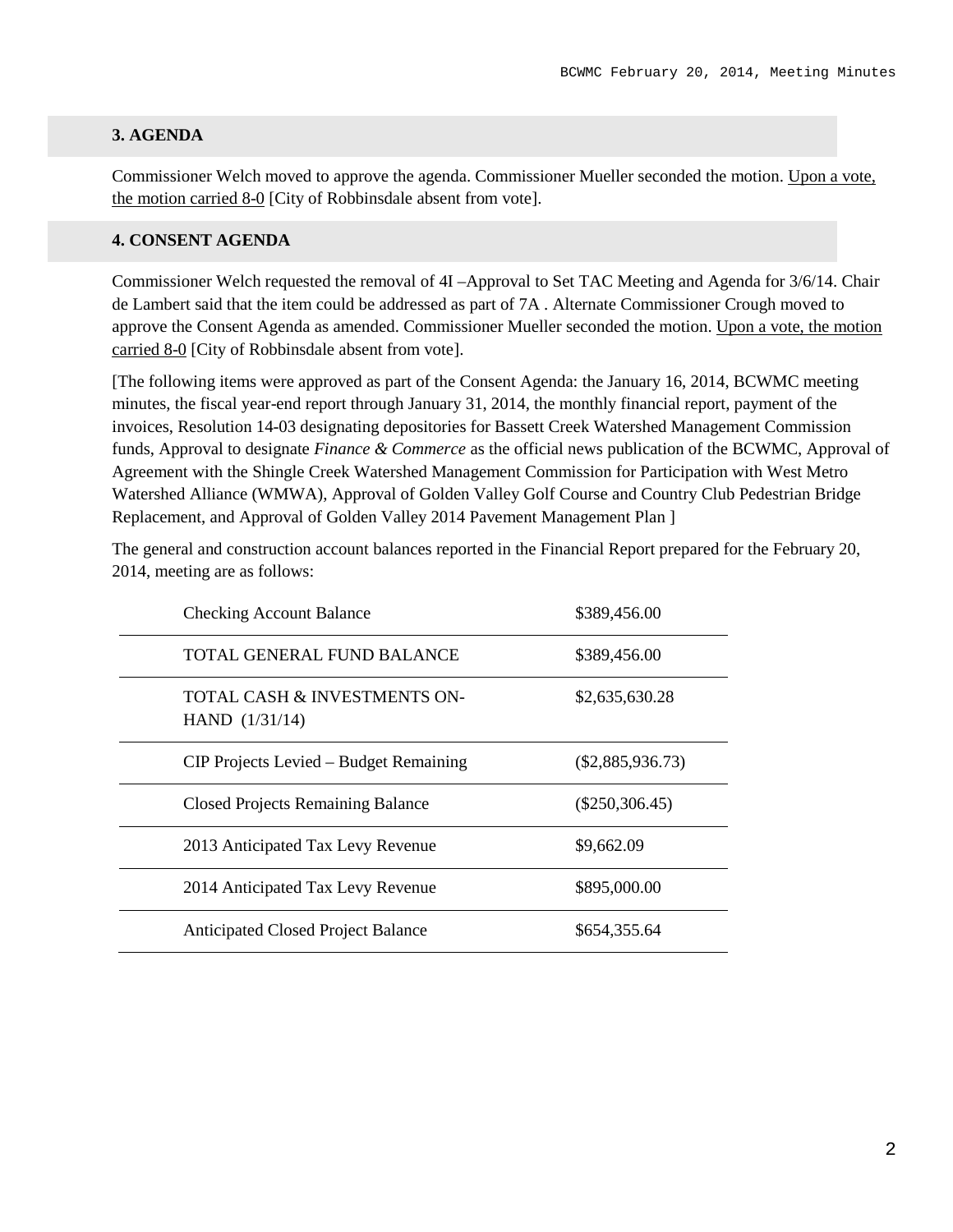## 3. AGENDA

Commissioner Welch moved to approve the agenda. Commissioner Mueller seconded the motion. Upon a vote, the motion carried 8-0 [City of Robbinsdale absent from vote].

## 4. CONSENT AGENDA

Commissioner Welch requested the removal of 4I –Approval to Set TAC Meeting and Agenda for 3/6/14. Chair de Lambert said that the item could be addressed as part of 7A . Alternate Commissioner Crough moved to approve the Consent Agenda as amended. Commissioner Mueller seconded the motion. Upon a vote, the motion carried 8-0 [City of Robbinsdale absent from vote].

[The following items were approved as part of the Consent Agenda: the January 16, 2014, BCWMC meeting minutes, the fiscal year-end report through January 31, 2014, the monthly financial report, payment of the invoices, Resolution 14-03 designating depositories for Bassett Creek Watershed Management Commission funds, Approval to designate *Finance & Commerce* as the official news publication of the BCWMC, Approval of Agreement with the Shingle Creek Watershed Management Commission for Participation with West Metro Watershed Alliance (WMWA), Approval of Golden Valley Golf Course and Country Club Pedestrian Bridge Replacement, and Approval of Golden Valley 2014 Pavement Management Plan ]

The general and construction account balances reported in the Financial Report prepared for the February 20, 2014, meeting are as follows:

| | |
|---|---|
| Checking Account Balance | $389,456.00 |
| TOTAL GENERAL FUND BALANCE | $389,456.00 |
| TOTAL CASH & INVESTMENTS ON-HAND (1/31/14) | $2,635,630.28 |
| CIP Projects Levied – Budget Remaining | ($2,885,936.73) |
| Closed Projects Remaining Balance | ($250,306.45) |
| 2013 Anticipated Tax Levy Revenue | $9,662.09 |
| 2014 Anticipated Tax Levy Revenue | $895,000.00 |
| Anticipated Closed Project Balance | $654,355.64 |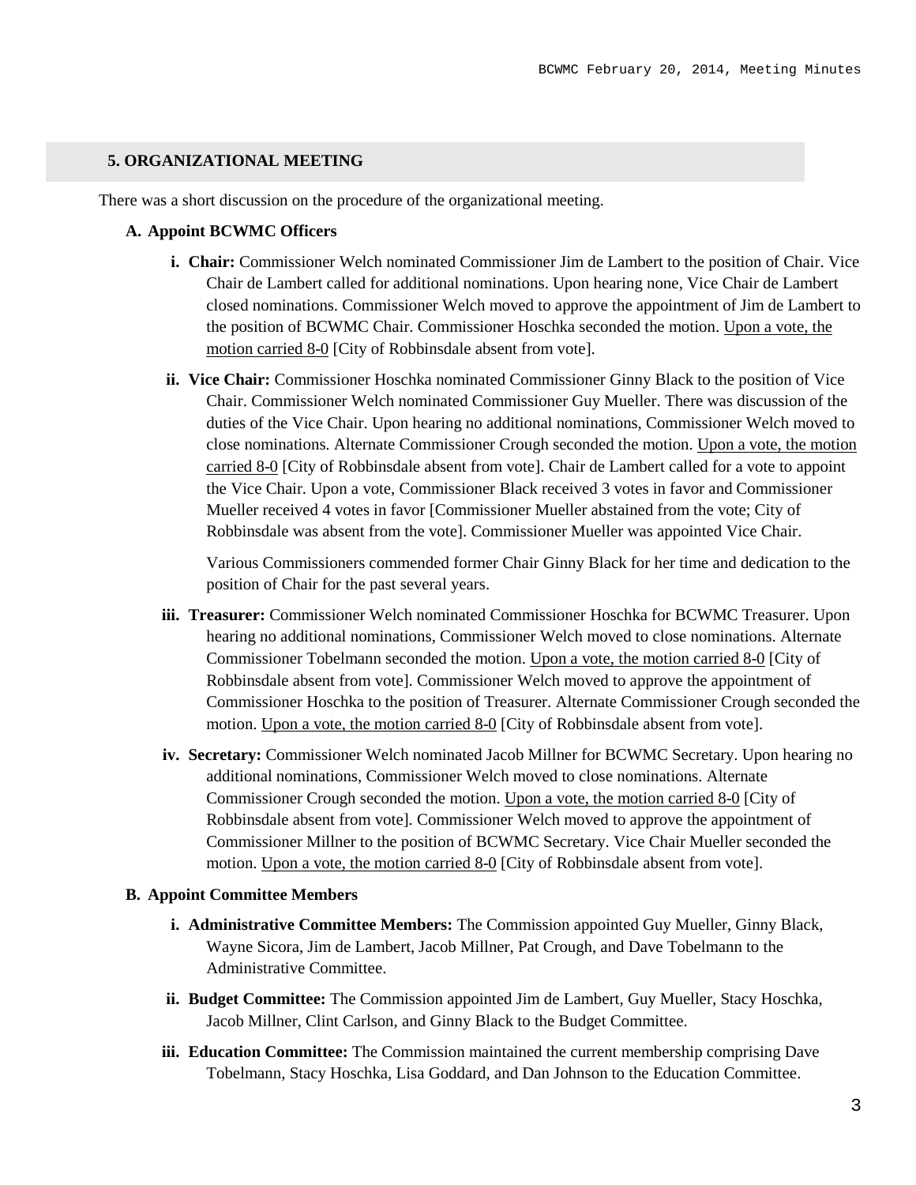## 5. ORGANIZATIONAL MEETING

There was a short discussion on the procedure of the organizational meeting.

### A. Appoint BCWMC Officers

i. **Chair:** Commissioner Welch nominated Commissioner Jim de Lambert to the position of Chair. Vice Chair de Lambert called for additional nominations. Upon hearing none, Vice Chair de Lambert closed nominations. Commissioner Welch moved to approve the appointment of Jim de Lambert to the position of BCWMC Chair. Commissioner Hoschka seconded the motion. Upon a vote, the motion carried 8-0 [City of Robbinsdale absent from vote].

ii. **Vice Chair:** Commissioner Hoschka nominated Commissioner Ginny Black to the position of Vice Chair. Commissioner Welch nominated Commissioner Guy Mueller. There was discussion of the duties of the Vice Chair. Upon hearing no additional nominations, Commissioner Welch moved to close nominations. Alternate Commissioner Crough seconded the motion. Upon a vote, the motion carried 8-0 [City of Robbinsdale absent from vote]. Chair de Lambert called for a vote to appoint the Vice Chair. Upon a vote, Commissioner Black received 3 votes in favor and Commissioner Mueller received 4 votes in favor [Commissioner Mueller abstained from the vote; City of Robbinsdale was absent from the vote]. Commissioner Mueller was appointed Vice Chair.

   Various Commissioners commended former Chair Ginny Black for her time and dedication to the position of Chair for the past several years.

iii. **Treasurer:** Commissioner Welch nominated Commissioner Hoschka for BCWMC Treasurer. Upon hearing no additional nominations, Commissioner Welch moved to close nominations. Alternate Commissioner Tobelmann seconded the motion. Upon a vote, the motion carried 8-0 [City of Robbinsdale absent from vote]. Commissioner Welch moved to approve the appointment of Commissioner Hoschka to the position of Treasurer. Alternate Commissioner Crough seconded the motion. Upon a vote, the motion carried 8-0 [City of Robbinsdale absent from vote].

iv. **Secretary:** Commissioner Welch nominated Jacob Millner for BCWMC Secretary. Upon hearing no additional nominations, Commissioner Welch moved to close nominations. Alternate Commissioner Crough seconded the motion. Upon a vote, the motion carried 8-0 [City of Robbinsdale absent from vote]. Commissioner Welch moved to approve the appointment of Commissioner Millner to the position of BCWMC Secretary. Vice Chair Mueller seconded the motion. Upon a vote, the motion carried 8-0 [City of Robbinsdale absent from vote].

### B. Appoint Committee Members

i. **Administrative Committee Members:** The Commission appointed Guy Mueller, Ginny Black, Wayne Sicora, Jim de Lambert, Jacob Millner, Pat Crough, and Dave Tobelmann to the Administrative Committee.

ii. **Budget Committee:** The Commission appointed Jim de Lambert, Guy Mueller, Stacy Hoschka, Jacob Millner, Clint Carlson, and Ginny Black to the Budget Committee.

iii. **Education Committee:** The Commission maintained the current membership comprising Dave Tobelmann, Stacy Hoschka, Lisa Goddard, and Dan Johnson to the Education Committee.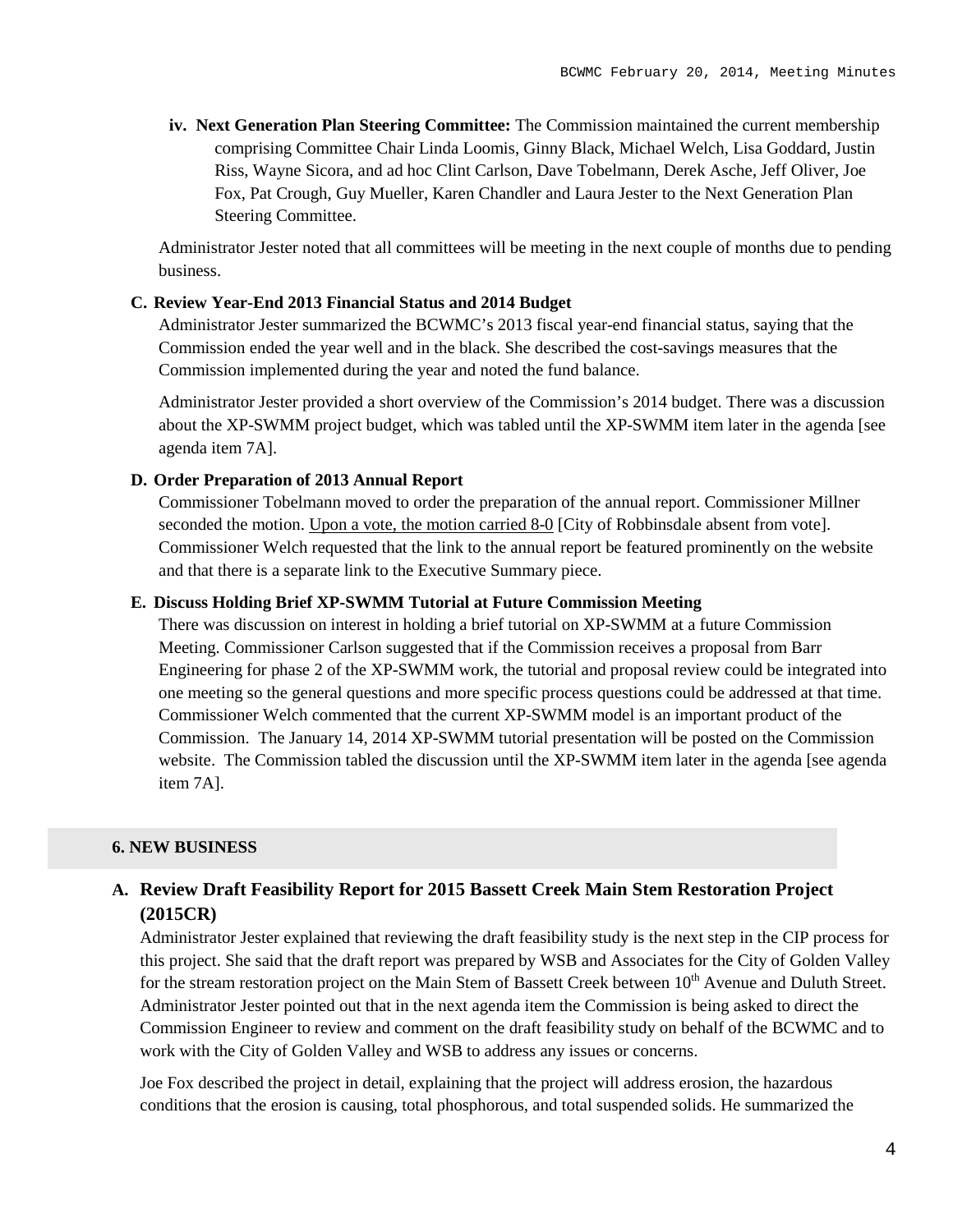**iv. Next Generation Plan Steering Committee:** The Commission maintained the current membership comprising Committee Chair Linda Loomis, Ginny Black, Michael Welch, Lisa Goddard, Justin Riss, Wayne Sicora, and ad hoc Clint Carlson, Dave Tobelmann, Derek Asche, Jeff Oliver, Joe Fox, Pat Crough, Guy Mueller, Karen Chandler and Laura Jester to the Next Generation Plan Steering Committee.

Administrator Jester noted that all committees will be meeting in the next couple of months due to pending business.

**C. Review Year-End 2013 Financial Status and 2014 Budget**

Administrator Jester summarized the BCWMC's 2013 fiscal year-end financial status, saying that the Commission ended the year well and in the black. She described the cost-savings measures that the Commission implemented during the year and noted the fund balance.

Administrator Jester provided a short overview of the Commission's 2014 budget. There was a discussion about the XP-SWMM project budget, which was tabled until the XP-SWMM item later in the agenda [see agenda item 7A].

**D. Order Preparation of 2013 Annual Report**

Commissioner Tobelmann moved to order the preparation of the annual report. Commissioner Millner seconded the motion. <u>Upon a vote, the motion carried 8-0</u> [City of Robbinsdale absent from vote]. Commissioner Welch requested that the link to the annual report be featured prominently on the website and that there is a separate link to the Executive Summary piece.

**E. Discuss Holding Brief XP-SWMM Tutorial at Future Commission Meeting**

There was discussion on interest in holding a brief tutorial on XP-SWMM at a future Commission Meeting. Commissioner Carlson suggested that if the Commission receives a proposal from Barr Engineering for phase 2 of the XP-SWMM work, the tutorial and proposal review could be integrated into one meeting so the general questions and more specific process questions could be addressed at that time. Commissioner Welch commented that the current XP-SWMM model is an important product of the Commission. The January 14, 2014 XP-SWMM tutorial presentation will be posted on the Commission website. The Commission tabled the discussion until the XP-SWMM item later in the agenda [see agenda item 7A].

## 6. NEW BUSINESS

### A. Review Draft Feasibility Report for 2015 Bassett Creek Main Stem Restoration Project (2015CR)

Administrator Jester explained that reviewing the draft feasibility study is the next step in the CIP process for this project. She said that the draft report was prepared by WSB and Associates for the City of Golden Valley for the stream restoration project on the Main Stem of Bassett Creek between 10th Avenue and Duluth Street. Administrator Jester pointed out that in the next agenda item the Commission is being asked to direct the Commission Engineer to review and comment on the draft feasibility study on behalf of the BCWMC and to work with the City of Golden Valley and WSB to address any issues or concerns.

Joe Fox described the project in detail, explaining that the project will address erosion, the hazardous conditions that the erosion is causing, total phosphorous, and total suspended solids. He summarized the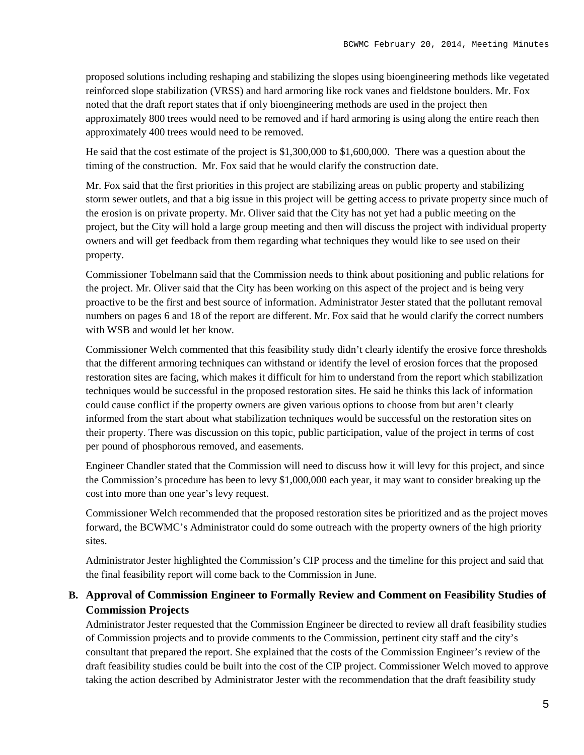proposed solutions including reshaping and stabilizing the slopes using bioengineering methods like vegetated reinforced slope stabilization (VRSS) and hard armoring like rock vanes and fieldstone boulders. Mr. Fox noted that the draft report states that if only bioengineering methods are used in the project then approximately 800 trees would need to be removed and if hard armoring is using along the entire reach then approximately 400 trees would need to be removed.

He said that the cost estimate of the project is $1,300,000 to $1,600,000. There was a question about the timing of the construction. Mr. Fox said that he would clarify the construction date.

Mr. Fox said that the first priorities in this project are stabilizing areas on public property and stabilizing storm sewer outlets, and that a big issue in this project will be getting access to private property since much of the erosion is on private property. Mr. Oliver said that the City has not yet had a public meeting on the project, but the City will hold a large group meeting and then will discuss the project with individual property owners and will get feedback from them regarding what techniques they would like to see used on their property.

Commissioner Tobelmann said that the Commission needs to think about positioning and public relations for the project. Mr. Oliver said that the City has been working on this aspect of the project and is being very proactive to be the first and best source of information. Administrator Jester stated that the pollutant removal numbers on pages 6 and 18 of the report are different. Mr. Fox said that he would clarify the correct numbers with WSB and would let her know.

Commissioner Welch commented that this feasibility study didn't clearly identify the erosive force thresholds that the different armoring techniques can withstand or identify the level of erosion forces that the proposed restoration sites are facing, which makes it difficult for him to understand from the report which stabilization techniques would be successful in the proposed restoration sites. He said he thinks this lack of information could cause conflict if the property owners are given various options to choose from but aren't clearly informed from the start about what stabilization techniques would be successful on the restoration sites on their property. There was discussion on this topic, public participation, value of the project in terms of cost per pound of phosphorous removed, and easements.

Engineer Chandler stated that the Commission will need to discuss how it will levy for this project, and since the Commission's procedure has been to levy $1,000,000 each year, it may want to consider breaking up the cost into more than one year's levy request.

Commissioner Welch recommended that the proposed restoration sites be prioritized and as the project moves forward, the BCWMC's Administrator could do some outreach with the property owners of the high priority sites.

Administrator Jester highlighted the Commission's CIP process and the timeline for this project and said that the final feasibility report will come back to the Commission in June.

**B. Approval of Commission Engineer to Formally Review and Comment on Feasibility Studies of Commission Projects**

Administrator Jester requested that the Commission Engineer be directed to review all draft feasibility studies of Commission projects and to provide comments to the Commission, pertinent city staff and the city's consultant that prepared the report. She explained that the costs of the Commission Engineer's review of the draft feasibility studies could be built into the cost of the CIP project. Commissioner Welch moved to approve taking the action described by Administrator Jester with the recommendation that the draft feasibility study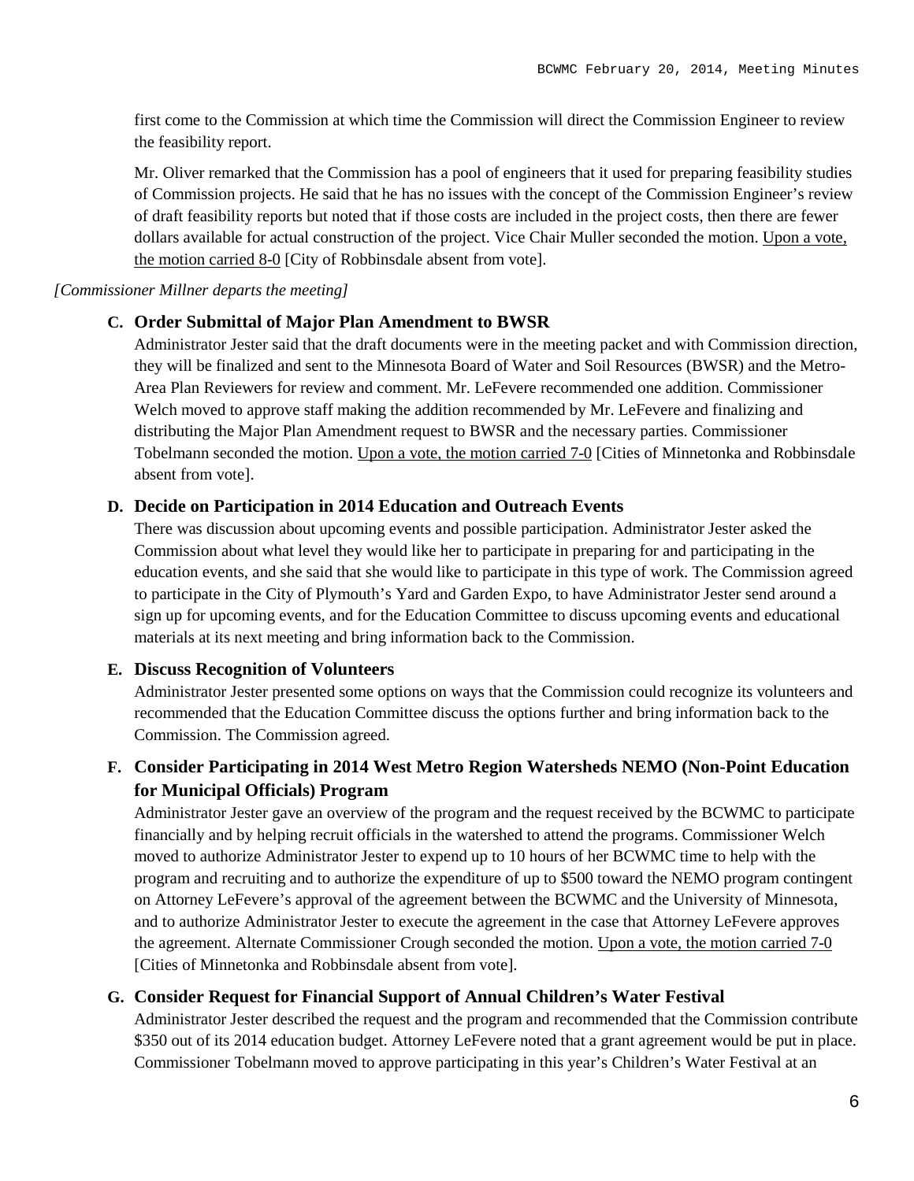first come to the Commission at which time the Commission will direct the Commission Engineer to review the feasibility report.

Mr. Oliver remarked that the Commission has a pool of engineers that it used for preparing feasibility studies of Commission projects. He said that he has no issues with the concept of the Commission Engineer's review of draft feasibility reports but noted that if those costs are included in the project costs, then there are fewer dollars available for actual construction of the project. Vice Chair Muller seconded the motion. Upon a vote, the motion carried 8-0 [City of Robbinsdale absent from vote].

*[Commissioner Millner departs the meeting]*

**C. Order Submittal of Major Plan Amendment to BWSR**

Administrator Jester said that the draft documents were in the meeting packet and with Commission direction, they will be finalized and sent to the Minnesota Board of Water and Soil Resources (BWSR) and the Metro-Area Plan Reviewers for review and comment. Mr. LeFevere recommended one addition. Commissioner Welch moved to approve staff making the addition recommended by Mr. LeFevere and finalizing and distributing the Major Plan Amendment request to BWSR and the necessary parties. Commissioner Tobelmann seconded the motion. Upon a vote, the motion carried 7-0 [Cities of Minnetonka and Robbinsdale absent from vote].

**D. Decide on Participation in 2014 Education and Outreach Events**

There was discussion about upcoming events and possible participation. Administrator Jester asked the Commission about what level they would like her to participate in preparing for and participating in the education events, and she said that she would like to participate in this type of work. The Commission agreed to participate in the City of Plymouth's Yard and Garden Expo, to have Administrator Jester send around a sign up for upcoming events, and for the Education Committee to discuss upcoming events and educational materials at its next meeting and bring information back to the Commission.

**E. Discuss Recognition of Volunteers**

Administrator Jester presented some options on ways that the Commission could recognize its volunteers and recommended that the Education Committee discuss the options further and bring information back to the Commission. The Commission agreed.

**F. Consider Participating in 2014 West Metro Region Watersheds NEMO (Non-Point Education for Municipal Officials) Program**

Administrator Jester gave an overview of the program and the request received by the BCWMC to participate financially and by helping recruit officials in the watershed to attend the programs. Commissioner Welch moved to authorize Administrator Jester to expend up to 10 hours of her BCWMC time to help with the program and recruiting and to authorize the expenditure of up to $500 toward the NEMO program contingent on Attorney LeFevere's approval of the agreement between the BCWMC and the University of Minnesota, and to authorize Administrator Jester to execute the agreement in the case that Attorney LeFevere approves the agreement. Alternate Commissioner Crough seconded the motion. Upon a vote, the motion carried 7-0 [Cities of Minnetonka and Robbinsdale absent from vote].

**G. Consider Request for Financial Support of Annual Children's Water Festival**

Administrator Jester described the request and the program and recommended that the Commission contribute $350 out of its 2014 education budget. Attorney LeFevere noted that a grant agreement would be put in place. Commissioner Tobelmann moved to approve participating in this year's Children's Water Festival at an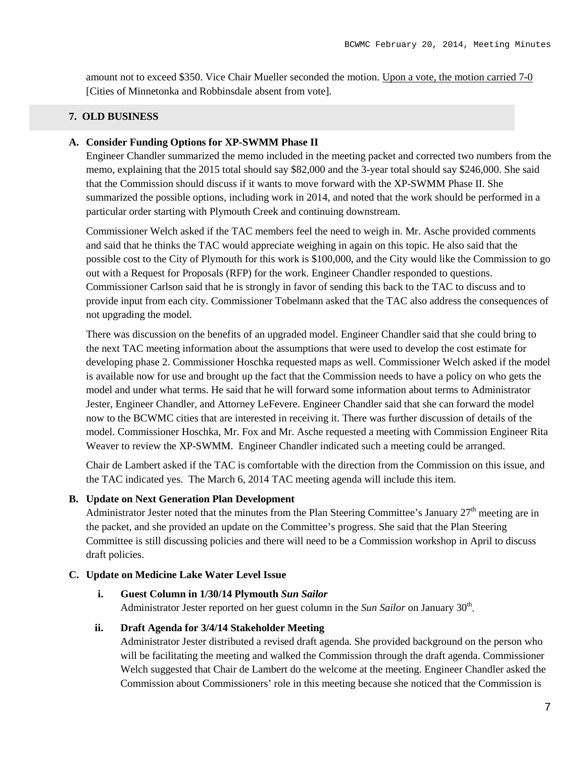amount not to exceed $350. Vice Chair Mueller seconded the motion. <u>Upon a vote, the motion carried 7-0</u> [Cities of Minnetonka and Robbinsdale absent from vote].

## 7. OLD BUSINESS

**A. Consider Funding Options for XP-SWMM Phase II**

Engineer Chandler summarized the memo included in the meeting packet and corrected two numbers from the memo, explaining that the 2015 total should say $82,000 and the 3-year total should say $246,000. She said that the Commission should discuss if it wants to move forward with the XP-SWMM Phase II. She summarized the possible options, including work in 2014, and noted that the work should be performed in a particular order starting with Plymouth Creek and continuing downstream.

Commissioner Welch asked if the TAC members feel the need to weigh in. Mr. Asche provided comments and said that he thinks the TAC would appreciate weighing in again on this topic. He also said that the possible cost to the City of Plymouth for this work is $100,000, and the City would like the Commission to go out with a Request for Proposals (RFP) for the work. Engineer Chandler responded to questions. Commissioner Carlson said that he is strongly in favor of sending this back to the TAC to discuss and to provide input from each city. Commissioner Tobelmann asked that the TAC also address the consequences of not upgrading the model.

There was discussion on the benefits of an upgraded model. Engineer Chandler said that she could bring to the next TAC meeting information about the assumptions that were used to develop the cost estimate for developing phase 2. Commissioner Hoschka requested maps as well. Commissioner Welch asked if the model is available now for use and brought up the fact that the Commission needs to have a policy on who gets the model and under what terms. He said that he will forward some information about terms to Administrator Jester, Engineer Chandler, and Attorney LeFevere. Engineer Chandler said that she can forward the model now to the BCWMC cities that are interested in receiving it. There was further discussion of details of the model. Commissioner Hoschka, Mr. Fox and Mr. Asche requested a meeting with Commission Engineer Rita Weaver to review the XP-SWMM. Engineer Chandler indicated such a meeting could be arranged.

Chair de Lambert asked if the TAC is comfortable with the direction from the Commission on this issue, and the TAC indicated yes. The March 6, 2014 TAC meeting agenda will include this item.

**B. Update on Next Generation Plan Development**

Administrator Jester noted that the minutes from the Plan Steering Committee's January 27th meeting are in the packet, and she provided an update on the Committee's progress. She said that the Plan Steering Committee is still discussing policies and there will need to be a Commission workshop in April to discuss draft policies.

**C. Update on Medicine Lake Water Level Issue**

**i. Guest Column in 1/30/14 Plymouth *Sun Sailor***

Administrator Jester reported on her guest column in the *Sun Sailor* on January 30th.

**ii. Draft Agenda for 3/4/14 Stakeholder Meeting**

Administrator Jester distributed a revised draft agenda. She provided background on the person who will be facilitating the meeting and walked the Commission through the draft agenda. Commissioner Welch suggested that Chair de Lambert do the welcome at the meeting. Engineer Chandler asked the Commission about Commissioners' role in this meeting because she noticed that the Commission is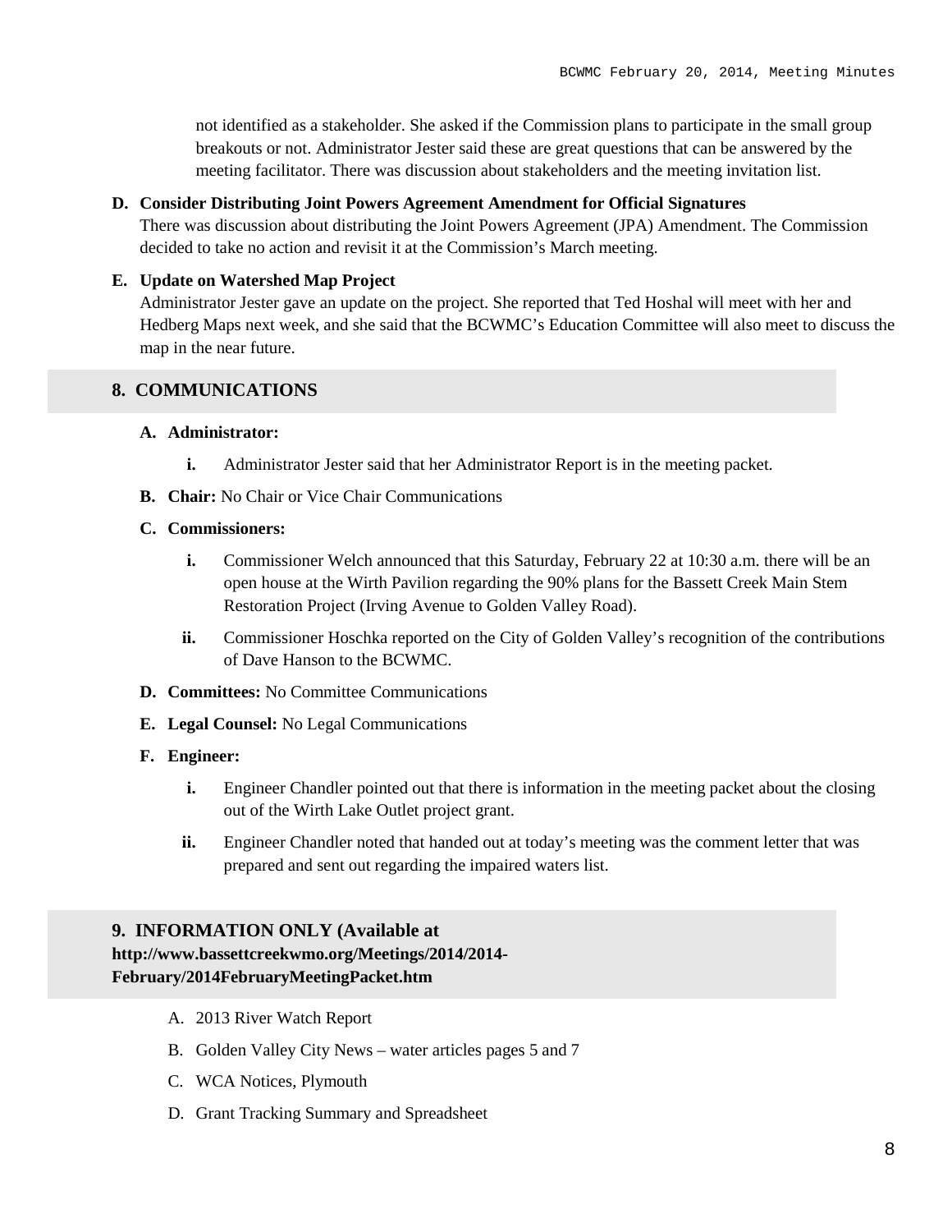not identified as a stakeholder. She asked if the Commission plans to participate in the small group breakouts or not. Administrator Jester said these are great questions that can be answered by the meeting facilitator. There was discussion about stakeholders and the meeting invitation list.

**D. Consider Distributing Joint Powers Agreement Amendment for Official Signatures**

There was discussion about distributing the Joint Powers Agreement (JPA) Amendment. The Commission decided to take no action and revisit it at the Commission's March meeting.

**E. Update on Watershed Map Project**

Administrator Jester gave an update on the project. She reported that Ted Hoshal will meet with her and Hedberg Maps next week, and she said that the BCWMC's Education Committee will also meet to discuss the map in the near future.

## 8. COMMUNICATIONS

**A. Administrator:**

- **i.** Administrator Jester said that her Administrator Report is in the meeting packet.

**B. Chair:** No Chair or Vice Chair Communications

**C. Commissioners:**

- **i.** Commissioner Welch announced that this Saturday, February 22 at 10:30 a.m. there will be an open house at the Wirth Pavilion regarding the 90% plans for the Bassett Creek Main Stem Restoration Project (Irving Avenue to Golden Valley Road).
- **ii.** Commissioner Hoschka reported on the City of Golden Valley's recognition of the contributions of Dave Hanson to the BCWMC.

**D. Committees:** No Committee Communications

**E. Legal Counsel:** No Legal Communications

**F. Engineer:**

- **i.** Engineer Chandler pointed out that there is information in the meeting packet about the closing out of the Wirth Lake Outlet project grant.
- **ii.** Engineer Chandler noted that handed out at today's meeting was the comment letter that was prepared and sent out regarding the impaired waters list.

## 9. INFORMATION ONLY (Available at http://www.bassettcreekwmo.org/Meetings/2014/2014-February/2014FebruaryMeetingPacket.htm

A. 2013 River Watch Report

B. Golden Valley City News – water articles pages 5 and 7

C. WCA Notices, Plymouth

D. Grant Tracking Summary and Spreadsheet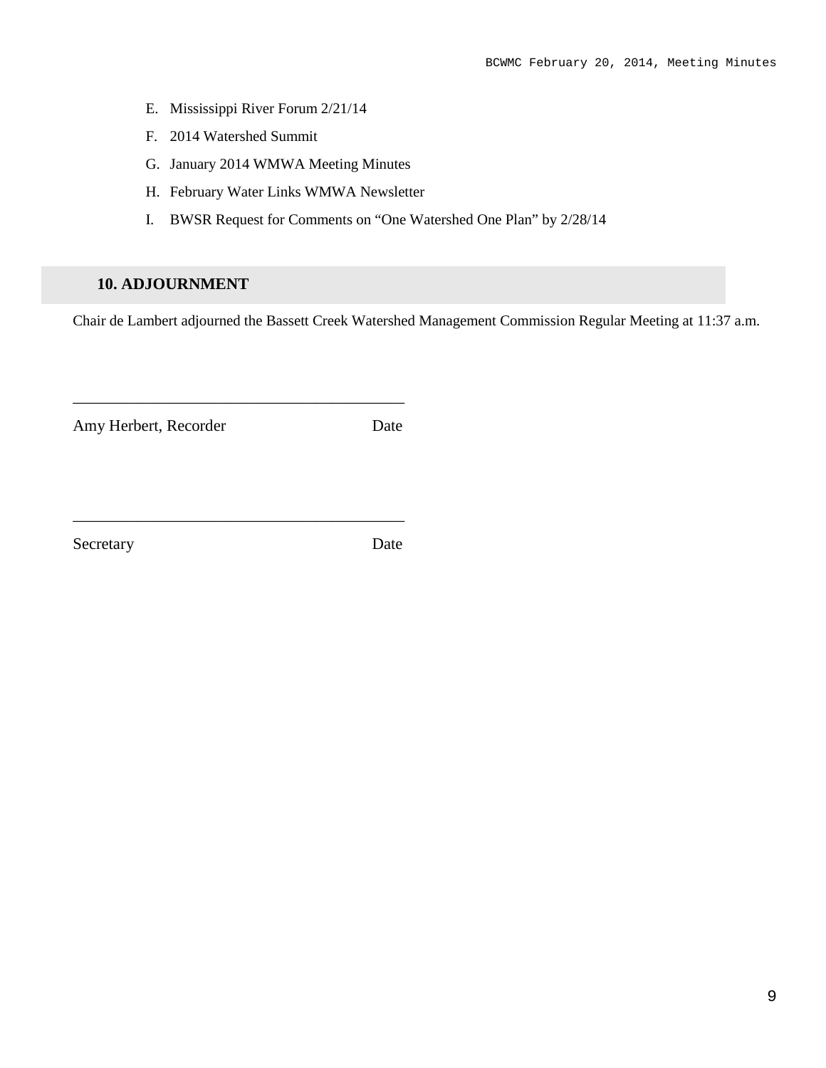E. Mississippi River Forum 2/21/14
F. 2014 Watershed Summit
G. January 2014 WMWA Meeting Minutes
H. February Water Links WMWA Newsletter
I. BWSR Request for Comments on "One Watershed One Plan" by 2/28/14

## 10. ADJOURNMENT

Chair de Lambert adjourned the Bassett Creek Watershed Management Commission Regular Meeting at 11:37 a.m.

\_\_\_\_\_\_\_\_\_\_\_\_\_\_\_\_\_\_\_\_\_\_\_\_\_\_\_\_\_\_\_\_\_\_\_\_\_\_\_\_

Amy Herbert, Recorder Date

\_\_\_\_\_\_\_\_\_\_\_\_\_\_\_\_\_\_\_\_\_\_\_\_\_\_\_\_\_\_\_\_\_\_\_\_\_\_\_\_

Secretary Date